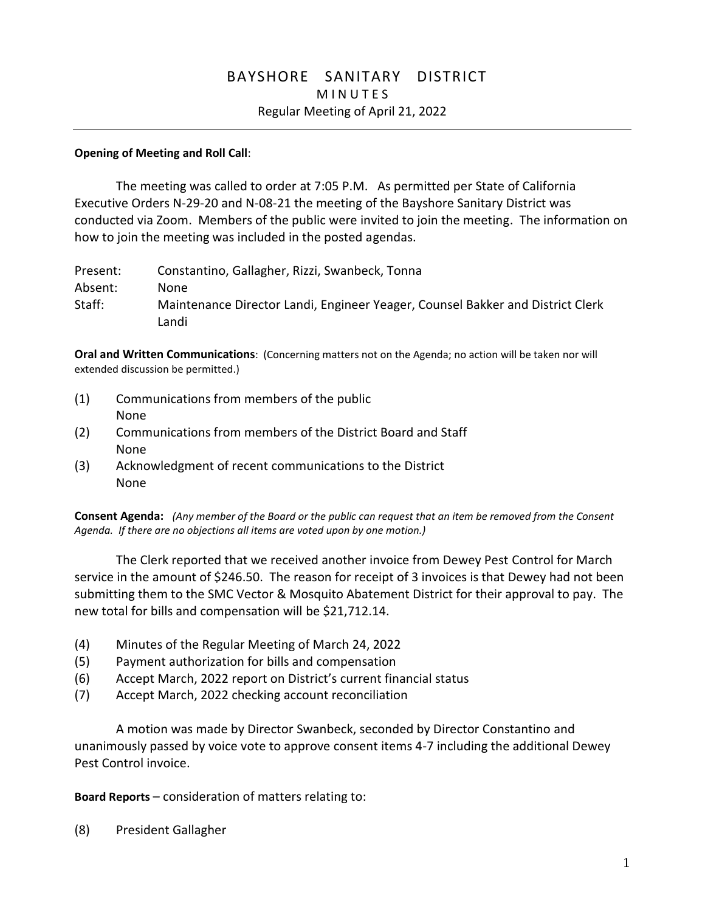# BAYSHORE SANITARY DISTRICT

## MINUTES

### Regular Meeting of April 21, 2022

---

**Opening of Meeting and Roll Call**:

The meeting was called to order at 7:05 P.M. As permitted per State of California Executive Orders N-29-20 and N-08-21 the meeting of the Bayshore Sanitary District was conducted via Zoom. Members of the public were invited to join the meeting. The information on how to join the meeting was included in the posted agendas.

Present: Constantino, Gallagher, Rizzi, Swanbeck, Tonna
Absent: None
Staff: Maintenance Director Landi, Engineer Yeager, Counsel Bakker and District Clerk Landi

**Oral and Written Communications**: (Concerning matters not on the Agenda; no action will be taken nor will extended discussion be permitted.)

(1) Communications from members of the public
None

(2) Communications from members of the District Board and Staff
None

(3) Acknowledgment of recent communications to the District
None

**Consent Agenda:** *(Any member of the Board or the public can request that an item be removed from the Consent Agenda. If there are no objections all items are voted upon by one motion.)*

The Clerk reported that we received another invoice from Dewey Pest Control for March service in the amount of $246.50. The reason for receipt of 3 invoices is that Dewey had not been submitting them to the SMC Vector & Mosquito Abatement District for their approval to pay. The new total for bills and compensation will be $21,712.14.

(4) Minutes of the Regular Meeting of March 24, 2022
(5) Payment authorization for bills and compensation
(6) Accept March, 2022 report on District's current financial status
(7) Accept March, 2022 checking account reconciliation

A motion was made by Director Swanbeck, seconded by Director Constantino and unanimously passed by voice vote to approve consent items 4-7 including the additional Dewey Pest Control invoice.

**Board Reports** – consideration of matters relating to:

(8) President Gallagher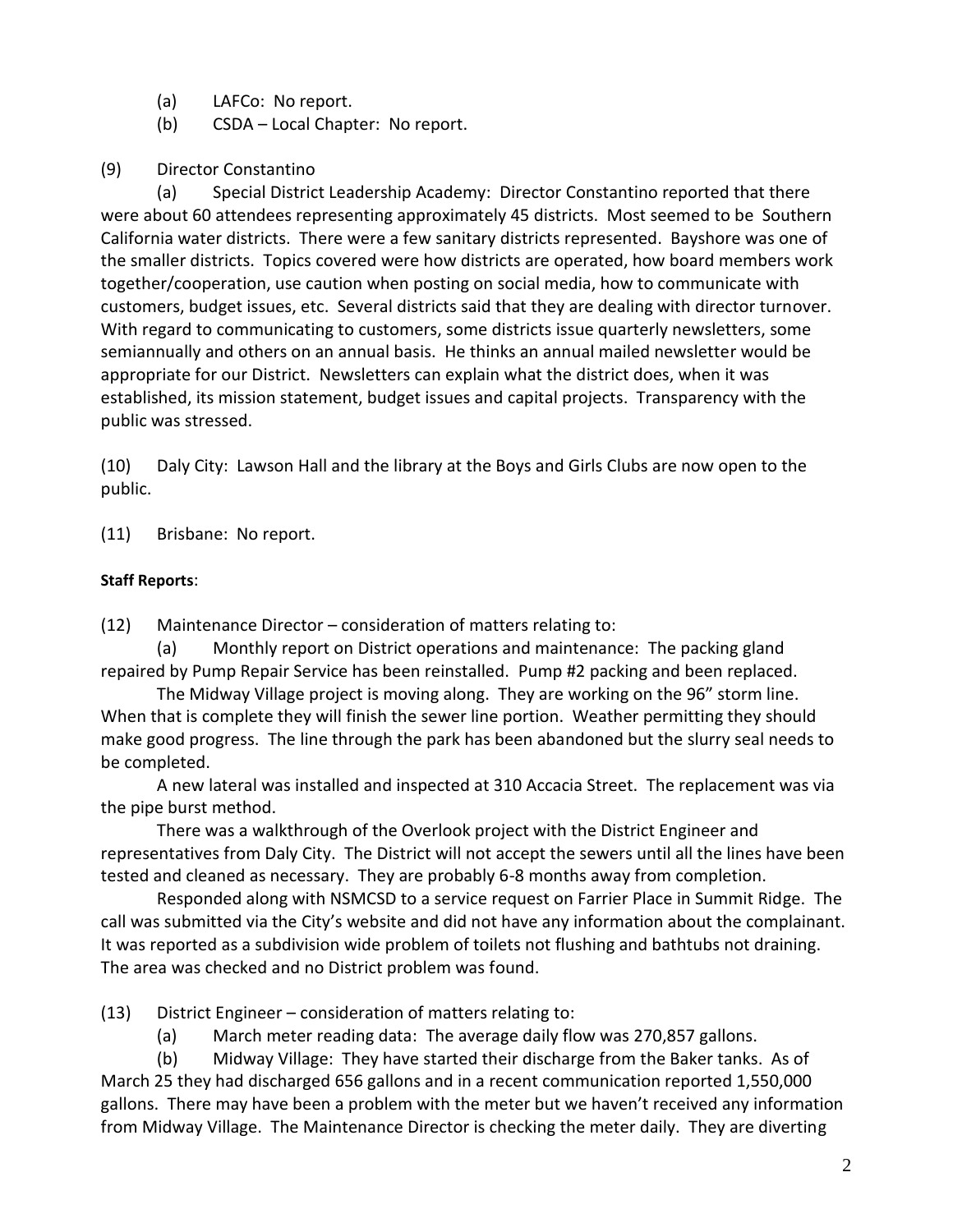(a) LAFCo: No report.

(b) CSDA – Local Chapter: No report.

(9) Director Constantino

(a) Special District Leadership Academy: Director Constantino reported that there were about 60 attendees representing approximately 45 districts. Most seemed to be Southern California water districts. There were a few sanitary districts represented. Bayshore was one of the smaller districts. Topics covered were how districts are operated, how board members work together/cooperation, use caution when posting on social media, how to communicate with customers, budget issues, etc. Several districts said that they are dealing with director turnover. With regard to communicating to customers, some districts issue quarterly newsletters, some semiannually and others on an annual basis. He thinks an annual mailed newsletter would be appropriate for our District. Newsletters can explain what the district does, when it was established, its mission statement, budget issues and capital projects. Transparency with the public was stressed.

(10) Daly City: Lawson Hall and the library at the Boys and Girls Clubs are now open to the public.

(11) Brisbane: No report.

**Staff Reports**:

(12) Maintenance Director – consideration of matters relating to:

(a) Monthly report on District operations and maintenance: The packing gland repaired by Pump Repair Service has been reinstalled. Pump #2 packing and been replaced.

The Midway Village project is moving along. They are working on the 96" storm line. When that is complete they will finish the sewer line portion. Weather permitting they should make good progress. The line through the park has been abandoned but the slurry seal needs to be completed.

A new lateral was installed and inspected at 310 Accacia Street. The replacement was via the pipe burst method.

There was a walkthrough of the Overlook project with the District Engineer and representatives from Daly City. The District will not accept the sewers until all the lines have been tested and cleaned as necessary. They are probably 6-8 months away from completion.

Responded along with NSMCSD to a service request on Farrier Place in Summit Ridge. The call was submitted via the City's website and did not have any information about the complainant. It was reported as a subdivision wide problem of toilets not flushing and bathtubs not draining. The area was checked and no District problem was found.

(13) District Engineer – consideration of matters relating to:

(a) March meter reading data: The average daily flow was 270,857 gallons.

(b) Midway Village: They have started their discharge from the Baker tanks. As of March 25 they had discharged 656 gallons and in a recent communication reported 1,550,000 gallons. There may have been a problem with the meter but we haven't received any information from Midway Village. The Maintenance Director is checking the meter daily. They are diverting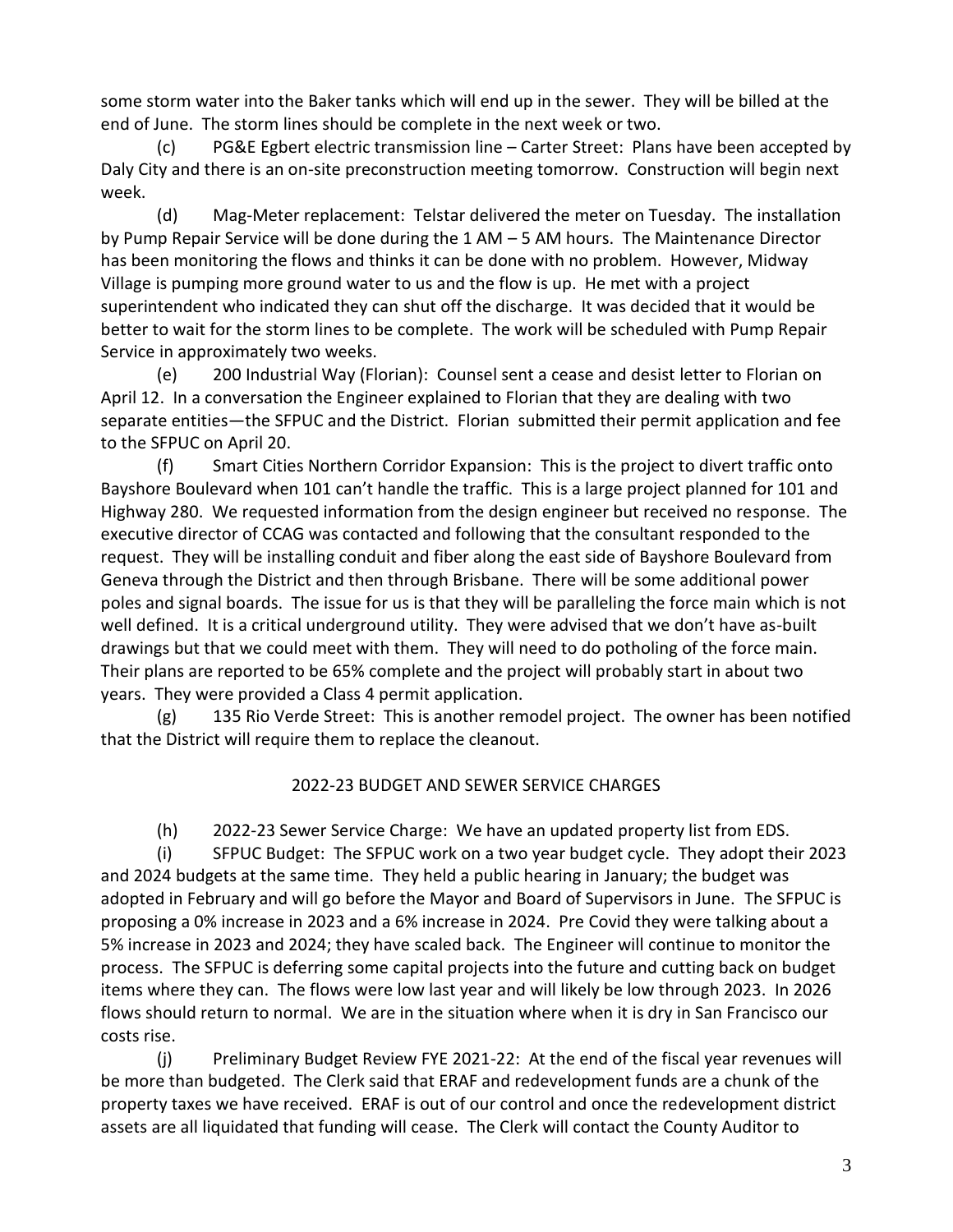some storm water into the Baker tanks which will end up in the sewer. They will be billed at the end of June. The storm lines should be complete in the next week or two.

(c) PG&E Egbert electric transmission line – Carter Street: Plans have been accepted by Daly City and there is an on-site preconstruction meeting tomorrow. Construction will begin next week.

(d) Mag-Meter replacement: Telstar delivered the meter on Tuesday. The installation by Pump Repair Service will be done during the 1 AM – 5 AM hours. The Maintenance Director has been monitoring the flows and thinks it can be done with no problem. However, Midway Village is pumping more ground water to us and the flow is up. He met with a project superintendent who indicated they can shut off the discharge. It was decided that it would be better to wait for the storm lines to be complete. The work will be scheduled with Pump Repair Service in approximately two weeks.

(e) 200 Industrial Way (Florian): Counsel sent a cease and desist letter to Florian on April 12. In a conversation the Engineer explained to Florian that they are dealing with two separate entities—the SFPUC and the District. Florian submitted their permit application and fee to the SFPUC on April 20.

(f) Smart Cities Northern Corridor Expansion: This is the project to divert traffic onto Bayshore Boulevard when 101 can't handle the traffic. This is a large project planned for 101 and Highway 280. We requested information from the design engineer but received no response. The executive director of CCAG was contacted and following that the consultant responded to the request. They will be installing conduit and fiber along the east side of Bayshore Boulevard from Geneva through the District and then through Brisbane. There will be some additional power poles and signal boards. The issue for us is that they will be paralleling the force main which is not well defined. It is a critical underground utility. They were advised that we don't have as-built drawings but that we could meet with them. They will need to do potholing of the force main. Their plans are reported to be 65% complete and the project will probably start in about two years. They were provided a Class 4 permit application.

(g) 135 Rio Verde Street: This is another remodel project. The owner has been notified that the District will require them to replace the cleanout.

## 2022-23 BUDGET AND SEWER SERVICE CHARGES

(h) 2022-23 Sewer Service Charge: We have an updated property list from EDS.

(i) SFPUC Budget: The SFPUC work on a two year budget cycle. They adopt their 2023 and 2024 budgets at the same time. They held a public hearing in January; the budget was adopted in February and will go before the Mayor and Board of Supervisors in June. The SFPUC is proposing a 0% increase in 2023 and a 6% increase in 2024. Pre Covid they were talking about a 5% increase in 2023 and 2024; they have scaled back. The Engineer will continue to monitor the process. The SFPUC is deferring some capital projects into the future and cutting back on budget items where they can. The flows were low last year and will likely be low through 2023. In 2026 flows should return to normal. We are in the situation where when it is dry in San Francisco our costs rise.

(j) Preliminary Budget Review FYE 2021-22: At the end of the fiscal year revenues will be more than budgeted. The Clerk said that ERAF and redevelopment funds are a chunk of the property taxes we have received. ERAF is out of our control and once the redevelopment district assets are all liquidated that funding will cease. The Clerk will contact the County Auditor to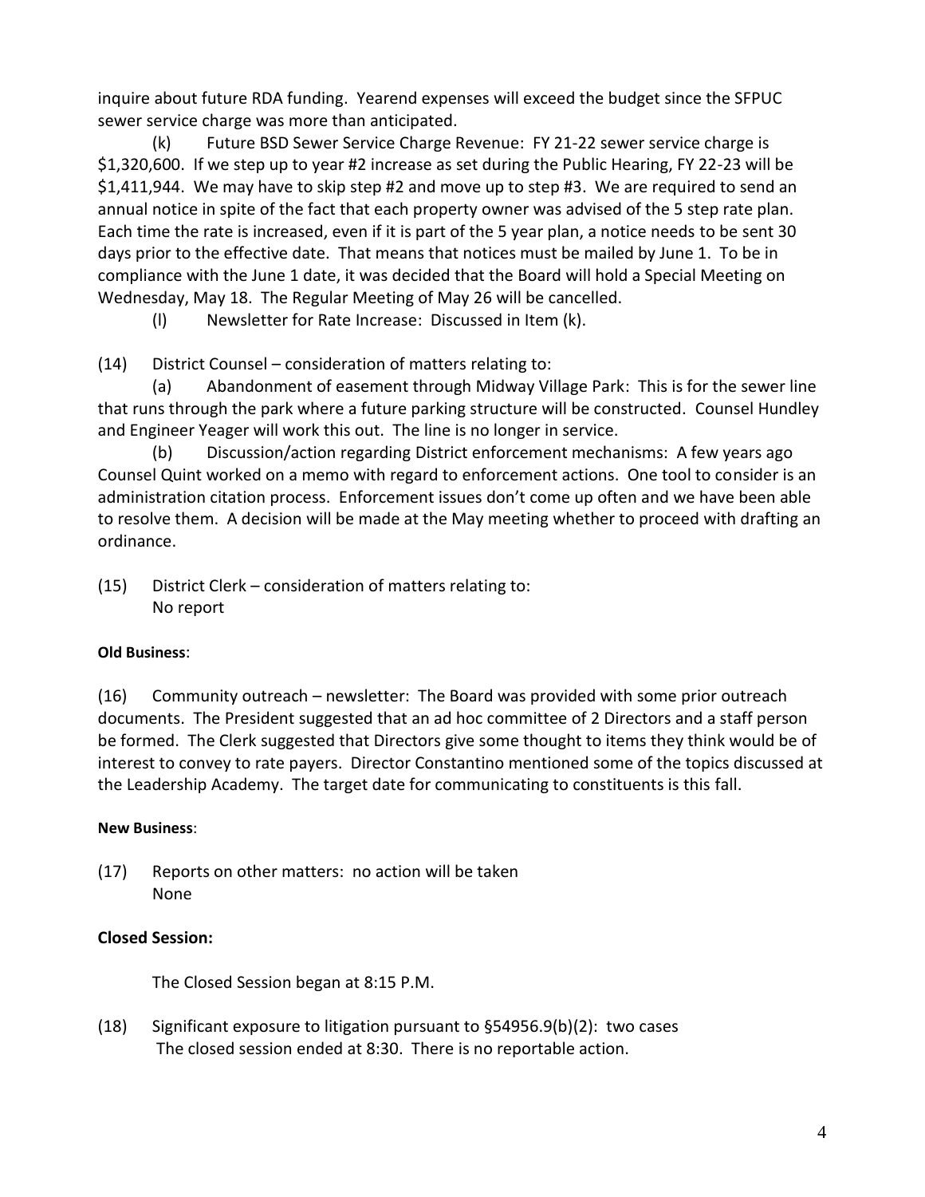inquire about future RDA funding. Yearend expenses will exceed the budget since the SFPUC sewer service charge was more than anticipated.

(k) Future BSD Sewer Service Charge Revenue: FY 21-22 sewer service charge is $1,320,600. If we step up to year #2 increase as set during the Public Hearing, FY 22-23 will be $1,411,944. We may have to skip step #2 and move up to step #3. We are required to send an annual notice in spite of the fact that each property owner was advised of the 5 step rate plan. Each time the rate is increased, even if it is part of the 5 year plan, a notice needs to be sent 30 days prior to the effective date. That means that notices must be mailed by June 1. To be in compliance with the June 1 date, it was decided that the Board will hold a Special Meeting on Wednesday, May 18. The Regular Meeting of May 26 will be cancelled.

(l) Newsletter for Rate Increase: Discussed in Item (k).

(14) District Counsel – consideration of matters relating to:

(a) Abandonment of easement through Midway Village Park: This is for the sewer line that runs through the park where a future parking structure will be constructed. Counsel Hundley and Engineer Yeager will work this out. The line is no longer in service.

(b) Discussion/action regarding District enforcement mechanisms: A few years ago Counsel Quint worked on a memo with regard to enforcement actions. One tool to consider is an administration citation process. Enforcement issues don't come up often and we have been able to resolve them. A decision will be made at the May meeting whether to proceed with drafting an ordinance.

(15) District Clerk – consideration of matters relating to:
No report

**Old Business**:

(16) Community outreach – newsletter: The Board was provided with some prior outreach documents. The President suggested that an ad hoc committee of 2 Directors and a staff person be formed. The Clerk suggested that Directors give some thought to items they think would be of interest to convey to rate payers. Director Constantino mentioned some of the topics discussed at the Leadership Academy. The target date for communicating to constituents is this fall.

**New Business**:

(17) Reports on other matters: no action will be taken
None

**Closed Session:**

The Closed Session began at 8:15 P.M.

(18) Significant exposure to litigation pursuant to §54956.9(b)(2): two cases
The closed session ended at 8:30. There is no reportable action.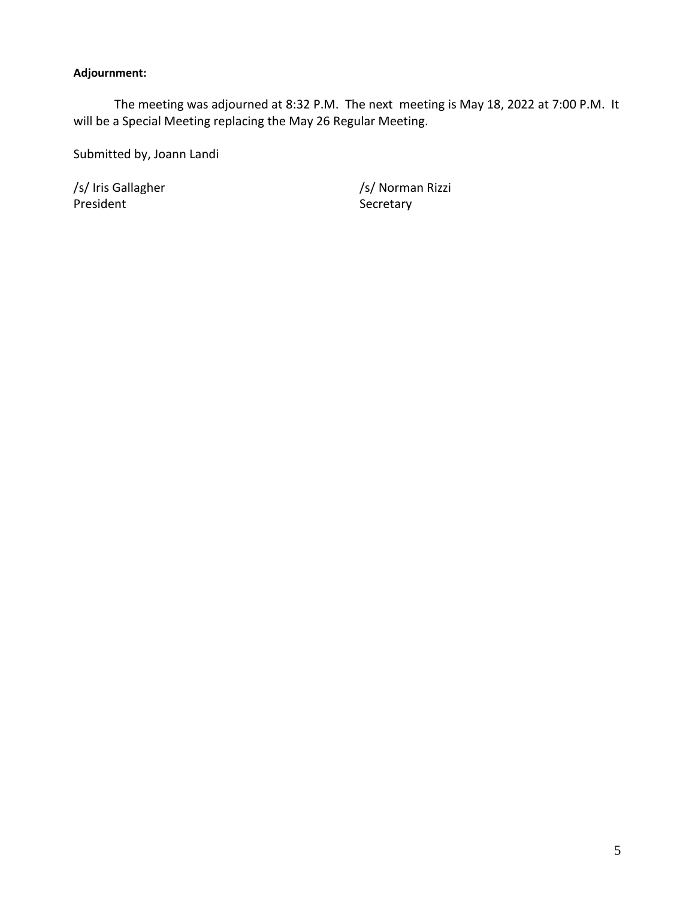**Adjournment:**

The meeting was adjourned at 8:32 P.M. The next meeting is May 18, 2022 at 7:00 P.M. It will be a Special Meeting replacing the May 26 Regular Meeting.

Submitted by, Joann Landi

/s/ Iris Gallagher
President

/s/ Norman Rizzi
Secretary